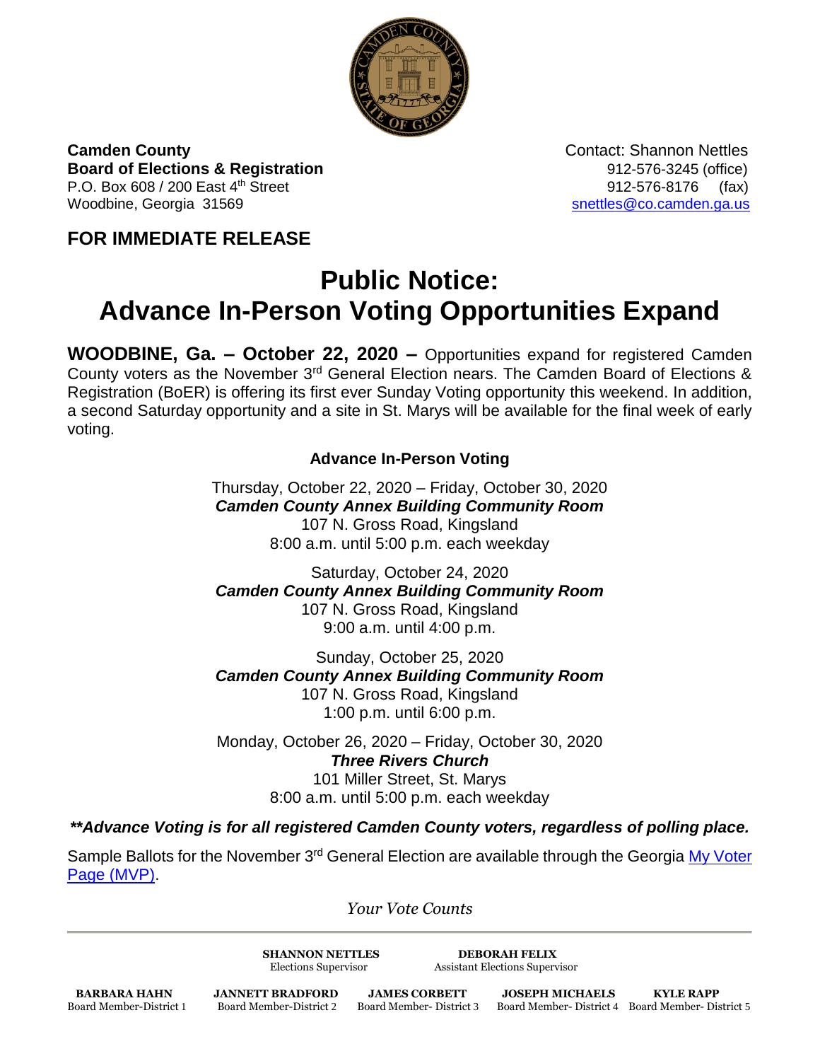**Camden County**
**Board of Elections & Registration**
P.O. Box 608 / 200 East 4th Street
Woodbine, Georgia 31569

Contact: Shannon Nettles
912-576-3245 (office)
912-576-8176 (fax)
snettles@co.camden.ga.us

**FOR IMMEDIATE RELEASE**

# Public Notice: Advance In-Person Voting Opportunities Expand

**WOODBINE, Ga. – October 22, 2020 –** Opportunities expand for registered Camden County voters as the November 3rd General Election nears. The Camden Board of Elections & Registration (BoER) is offering its first ever Sunday Voting opportunity this weekend. In addition, a second Saturday opportunity and a site in St. Marys will be available for the final week of early voting.

### Advance In-Person Voting

Thursday, October 22, 2020 – Friday, October 30, 2020
***Camden County Annex Building Community Room***
107 N. Gross Road, Kingsland
8:00 a.m. until 5:00 p.m. each weekday

Saturday, October 24, 2020
***Camden County Annex Building Community Room***
107 N. Gross Road, Kingsland
9:00 a.m. until 4:00 p.m.

Sunday, October 25, 2020
***Camden County Annex Building Community Room***
107 N. Gross Road, Kingsland
1:00 p.m. until 6:00 p.m.

Monday, October 26, 2020 – Friday, October 30, 2020
***Three Rivers Church***
101 Miller Street, St. Marys
8:00 a.m. until 5:00 p.m. each weekday

***\*\*Advance Voting is for all registered Camden County voters, regardless of polling place.***

Sample Ballots for the November 3rd General Election are available through the Georgia My Voter Page (MVP).

*Your Vote Counts*

---

**SHANNON NETTLES**
Elections Supervisor

**DEBORAH FELIX**
Assistant Elections Supervisor

**BARBARA HAHN**
Board Member-District 1

**JANNETT BRADFORD**
Board Member-District 2

**JAMES CORBETT**
Board Member- District 3

**JOSEPH MICHAELS**
Board Member- District 4

**KYLE RAPP**
Board Member- District 5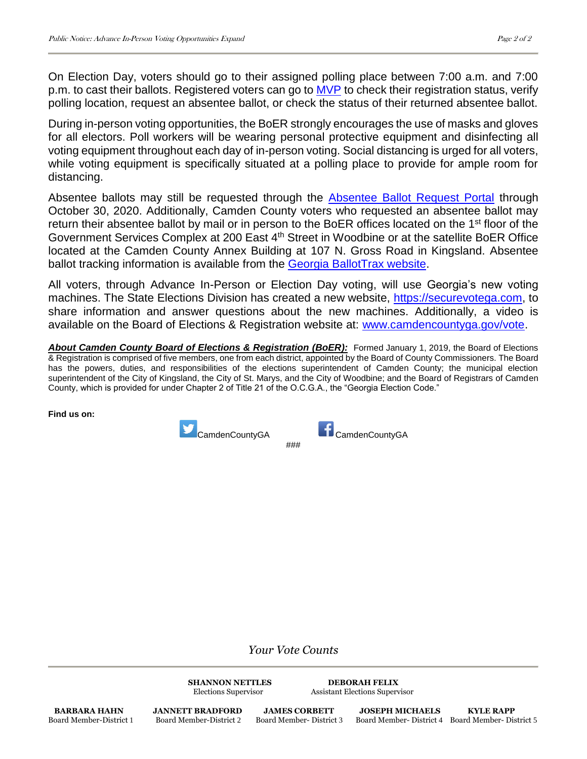On Election Day, voters should go to their assigned polling place between 7:00 a.m. and 7:00 p.m. to cast their ballots. Registered voters can go to MVP to check their registration status, verify polling location, request an absentee ballot, or check the status of their returned absentee ballot.

During in-person voting opportunities, the BoER strongly encourages the use of masks and gloves for all electors. Poll workers will be wearing personal protective equipment and disinfecting all voting equipment throughout each day of in-person voting. Social distancing is urged for all voters, while voting equipment is specifically situated at a polling place to provide for ample room for distancing.

Absentee ballots may still be requested through the Absentee Ballot Request Portal through October 30, 2020. Additionally, Camden County voters who requested an absentee ballot may return their absentee ballot by mail or in person to the BoER offices located on the 1st floor of the Government Services Complex at 200 East 4th Street in Woodbine or at the satellite BoER Office located at the Camden County Annex Building at 107 N. Gross Road in Kingsland. Absentee ballot tracking information is available from the Georgia BallotTrax website.

All voters, through Advance In-Person or Election Day voting, will use Georgia's new voting machines. The State Elections Division has created a new website, https://securevotega.com, to share information and answer questions about the new machines. Additionally, a video is available on the Board of Elections & Registration website at: www.camdencountyga.gov/vote.

***About Camden County Board of Elections & Registration (BoER):*** Formed January 1, 2019, the Board of Elections & Registration is comprised of five members, one from each district, appointed by the Board of County Commissioners. The Board has the powers, duties, and responsibilities of the elections superintendent of Camden County; the municipal election superintendent of the City of Kingsland, the City of St. Marys, and the City of Woodbine; and the Board of Registrars of Camden County, which is provided for under Chapter 2 of Title 21 of the O.C.G.A., the "Georgia Election Code."

**Find us on:**

CamdenCountyGA CamdenCountyGA

###

*Your Vote Counts*

**SHANNON NETTLES**
Elections Supervisor

**DEBORAH FELIX**
Assistant Elections Supervisor

**BARBARA HAHN**
Board Member-District 1

**JANNETT BRADFORD**
Board Member-District 2

**JAMES CORBETT**
Board Member- District 3

**JOSEPH MICHAELS**
Board Member- District 4

**KYLE RAPP**
Board Member- District 5